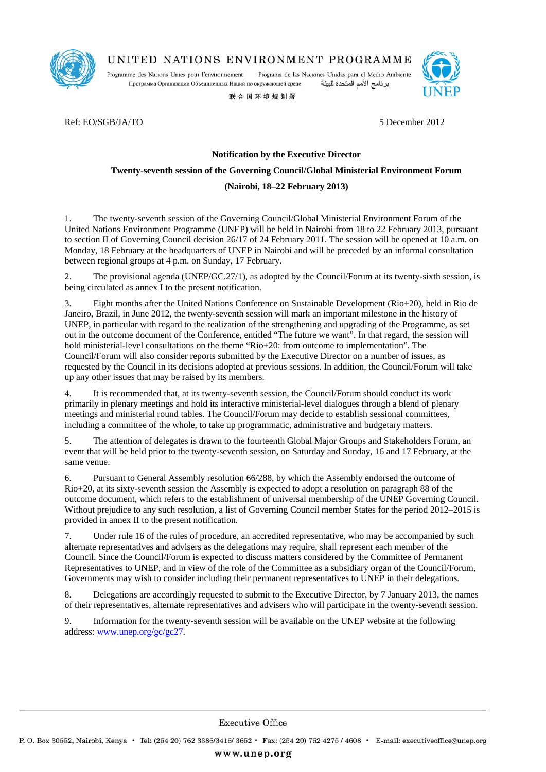UNITED NATIONS ENVIRONMENT PROGRAMME

Programme des Nations Unies pour l'environnement Programa de las Naciones Unidas para el Medio Ambiente
Программа Организации Объединенных Наций по окружающей среде برنامج الأمم المتحدة للبيئة
联合国环境规划署

UNEP

Ref: EO/SGB/JA/TO

5 December 2012

**Notification by the Executive Director**

**Twenty-seventh session of the Governing Council/Global Ministerial Environment Forum**

**(Nairobi, 18–22 February 2013)**

1. The twenty-seventh session of the Governing Council/Global Ministerial Environment Forum of the United Nations Environment Programme (UNEP) will be held in Nairobi from 18 to 22 February 2013, pursuant to section II of Governing Council decision 26/17 of 24 February 2011. The session will be opened at 10 a.m. on Monday, 18 February at the headquarters of UNEP in Nairobi and will be preceded by an informal consultation between regional groups at 4 p.m. on Sunday, 17 February.

2. The provisional agenda (UNEP/GC.27/1), as adopted by the Council/Forum at its twenty-sixth session, is being circulated as annex I to the present notification.

3. Eight months after the United Nations Conference on Sustainable Development (Rio+20), held in Rio de Janeiro, Brazil, in June 2012, the twenty-seventh session will mark an important milestone in the history of UNEP, in particular with regard to the realization of the strengthening and upgrading of the Programme, as set out in the outcome document of the Conference, entitled "The future we want". In that regard, the session will hold ministerial-level consultations on the theme "Rio+20: from outcome to implementation". The Council/Forum will also consider reports submitted by the Executive Director on a number of issues, as requested by the Council in its decisions adopted at previous sessions. In addition, the Council/Forum will take up any other issues that may be raised by its members.

4. It is recommended that, at its twenty-seventh session, the Council/Forum should conduct its work primarily in plenary meetings and hold its interactive ministerial-level dialogues through a blend of plenary meetings and ministerial round tables. The Council/Forum may decide to establish sessional committees, including a committee of the whole, to take up programmatic, administrative and budgetary matters.

5. The attention of delegates is drawn to the fourteenth Global Major Groups and Stakeholders Forum, an event that will be held prior to the twenty-seventh session, on Saturday and Sunday, 16 and 17 February, at the same venue.

6. Pursuant to General Assembly resolution 66/288, by which the Assembly endorsed the outcome of Rio+20, at its sixty-seventh session the Assembly is expected to adopt a resolution on paragraph 88 of the outcome document, which refers to the establishment of universal membership of the UNEP Governing Council. Without prejudice to any such resolution, a list of Governing Council member States for the period 2012–2015 is provided in annex II to the present notification.

7. Under rule 16 of the rules of procedure, an accredited representative, who may be accompanied by such alternate representatives and advisers as the delegations may require, shall represent each member of the Council. Since the Council/Forum is expected to discuss matters considered by the Committee of Permanent Representatives to UNEP, and in view of the role of the Committee as a subsidiary organ of the Council/Forum, Governments may wish to consider including their permanent representatives to UNEP in their delegations.

8. Delegations are accordingly requested to submit to the Executive Director, by 7 January 2013, the names of their representatives, alternate representatives and advisers who will participate in the twenty-seventh session.

9. Information for the twenty-seventh session will be available on the UNEP website at the following address: www.unep.org/gc/gc27.

Executive Office

P. O. Box 30552, Nairobi, Kenya • Tel: (254 20) 762 3386/3416/ 3652 • Fax: (254 20) 762 4275 / 4608 • E-mail: executiveoffice@unep.org

www.unep.org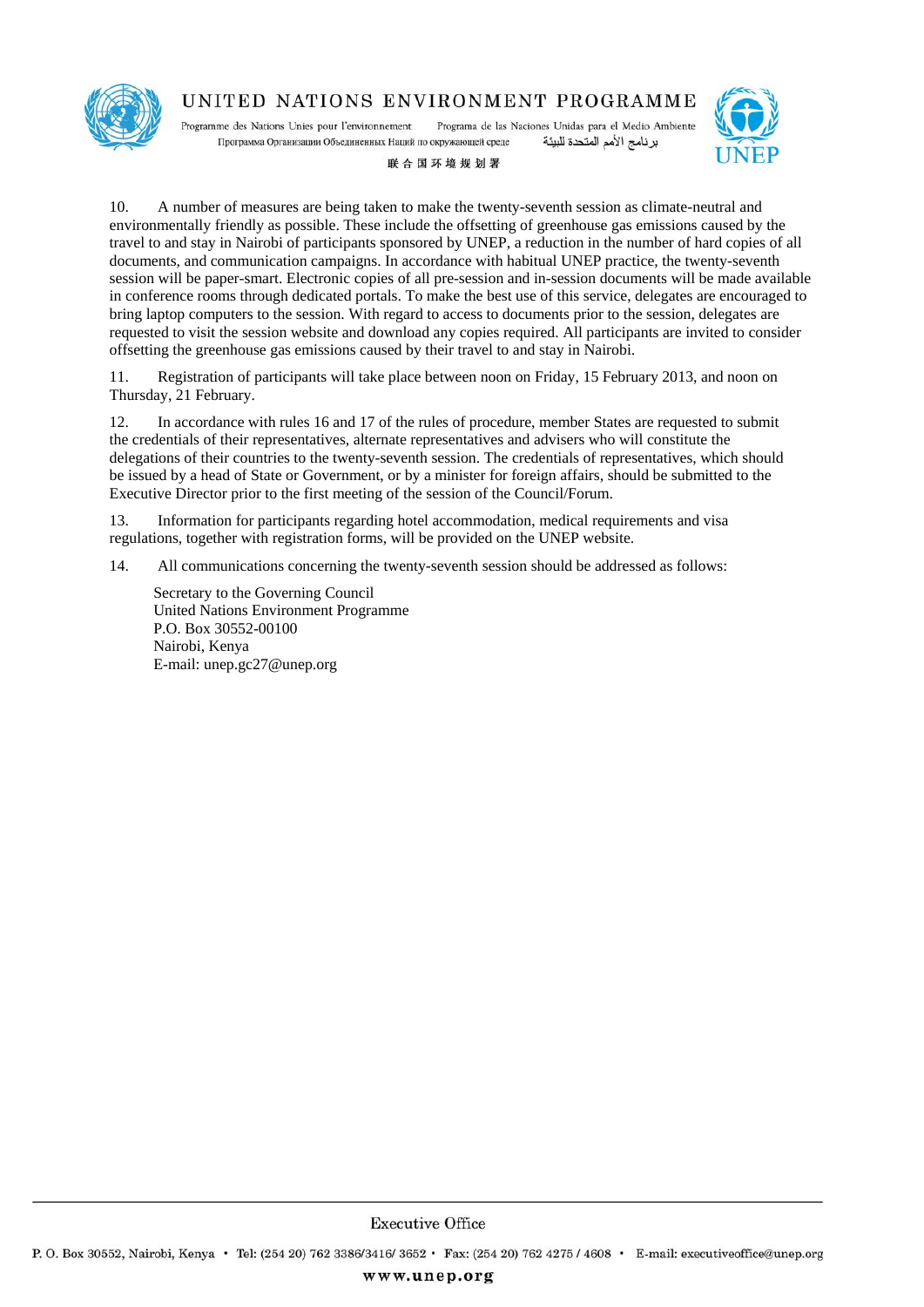10. A number of measures are being taken to make the twenty-seventh session as climate-neutral and environmentally friendly as possible. These include the offsetting of greenhouse gas emissions caused by the travel to and stay in Nairobi of participants sponsored by UNEP, a reduction in the number of hard copies of all documents, and communication campaigns. In accordance with habitual UNEP practice, the twenty-seventh session will be paper-smart. Electronic copies of all pre-session and in-session documents will be made available in conference rooms through dedicated portals. To make the best use of this service, delegates are encouraged to bring laptop computers to the session. With regard to access to documents prior to the session, delegates are requested to visit the session website and download any copies required. All participants are invited to consider offsetting the greenhouse gas emissions caused by their travel to and stay in Nairobi.

11. Registration of participants will take place between noon on Friday, 15 February 2013, and noon on Thursday, 21 February.

12. In accordance with rules 16 and 17 of the rules of procedure, member States are requested to submit the credentials of their representatives, alternate representatives and advisers who will constitute the delegations of their countries to the twenty-seventh session. The credentials of representatives, which should be issued by a head of State or Government, or by a minister for foreign affairs, should be submitted to the Executive Director prior to the first meeting of the session of the Council/Forum.

13. Information for participants regarding hotel accommodation, medical requirements and visa regulations, together with registration forms, will be provided on the UNEP website.

14. All communications concerning the twenty-seventh session should be addressed as follows:

Secretary to the Governing Council
United Nations Environment Programme
P.O. Box 30552-00100
Nairobi, Kenya
E-mail: unep.gc27@unep.org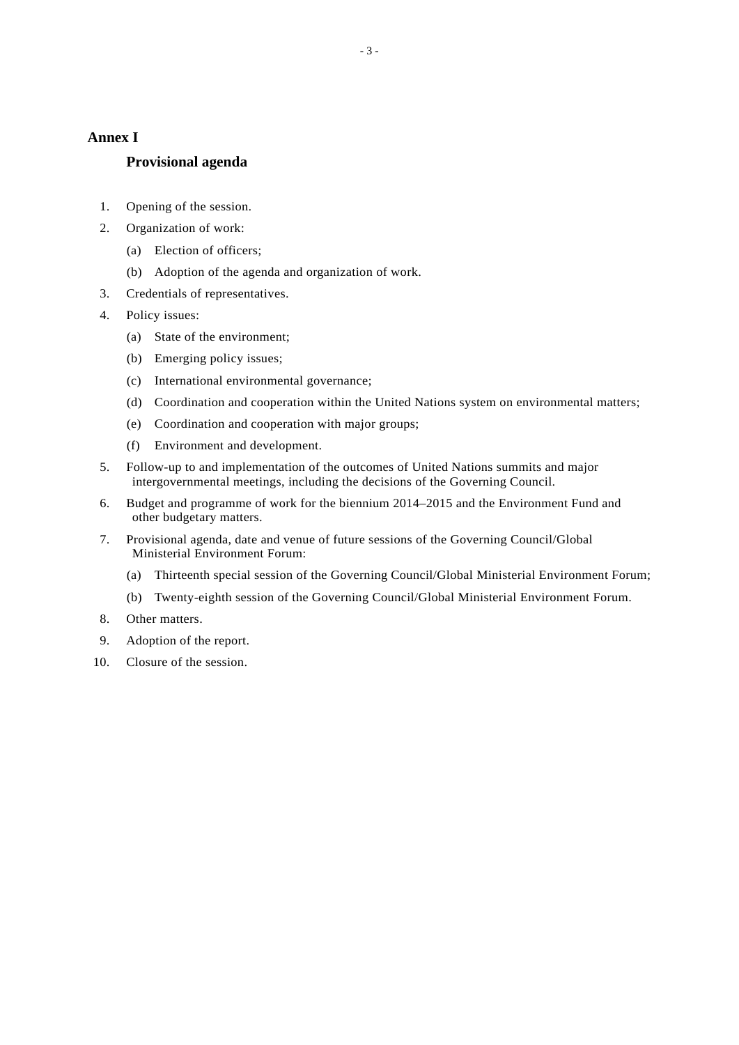## Annex I

### Provisional agenda

1. Opening of the session.
2. Organization of work:
   (a) Election of officers;
   (b) Adoption of the agenda and organization of work.
3. Credentials of representatives.
4. Policy issues:
   (a) State of the environment;
   (b) Emerging policy issues;
   (c) International environmental governance;
   (d) Coordination and cooperation within the United Nations system on environmental matters;
   (e) Coordination and cooperation with major groups;
   (f) Environment and development.
5. Follow-up to and implementation of the outcomes of United Nations summits and major intergovernmental meetings, including the decisions of the Governing Council.
6. Budget and programme of work for the biennium 2014–2015 and the Environment Fund and other budgetary matters.
7. Provisional agenda, date and venue of future sessions of the Governing Council/Global Ministerial Environment Forum:
   (a) Thirteenth special session of the Governing Council/Global Ministerial Environment Forum;
   (b) Twenty-eighth session of the Governing Council/Global Ministerial Environment Forum.
8. Other matters.
9. Adoption of the report.
10. Closure of the session.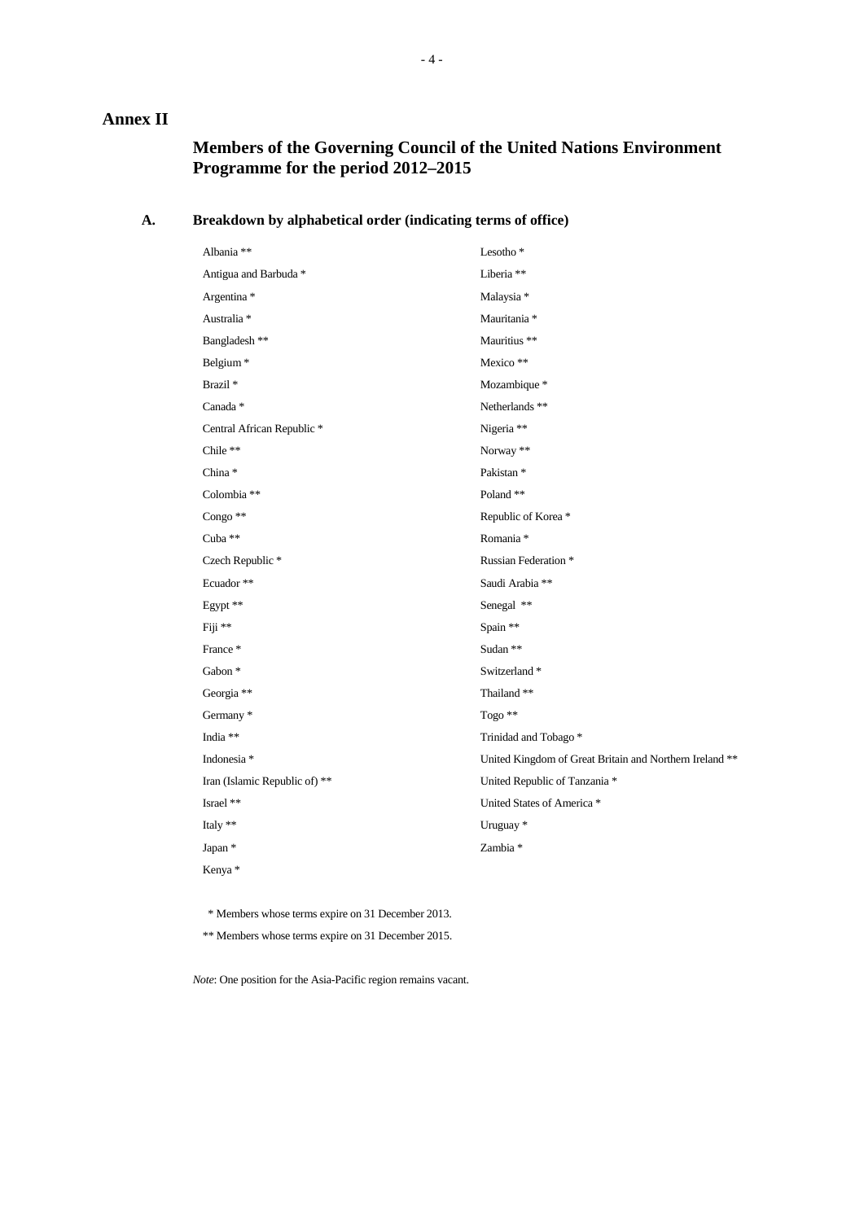# Annex II

## Members of the Governing Council of the United Nations Environment Programme for the period 2012–2015

### A. Breakdown by alphabetical order (indicating terms of office)

Albania **
Antigua and Barbuda *
Argentina *
Australia *
Bangladesh **
Belgium *
Brazil *
Canada *
Central African Republic *
Chile **
China *
Colombia **
Congo **
Cuba **
Czech Republic *
Ecuador **
Egypt **
Fiji **
France *
Gabon *
Georgia **
Germany *
India **
Indonesia *
Iran (Islamic Republic of) **
Israel **
Italy **
Japan *
Kenya *
Lesotho *
Liberia **
Malaysia *
Mauritania *
Mauritius **
Mexico **
Mozambique *
Netherlands **
Nigeria **
Norway **
Pakistan *
Poland **
Republic of Korea *
Romania *
Russian Federation *
Saudi Arabia **
Senegal **
Spain **
Sudan **
Switzerland *
Thailand **
Togo **
Trinidad and Tobago *
United Kingdom of Great Britain and Northern Ireland **
United Republic of Tanzania *
United States of America *
Uruguay *
Zambia *

\* Members whose terms expire on 31 December 2013.

\** Members whose terms expire on 31 December 2015.

*Note*: One position for the Asia-Pacific region remains vacant.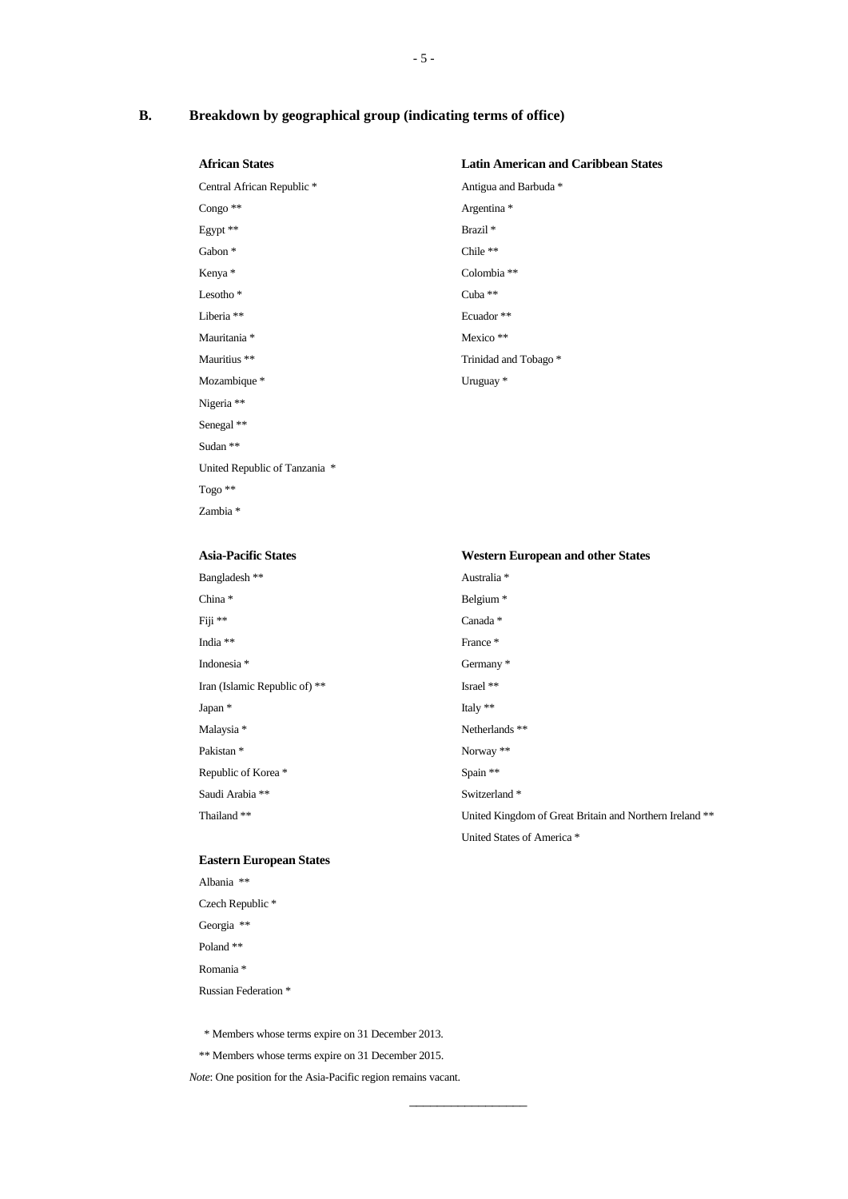## B. Breakdown by geographical group (indicating terms of office)

### African States

Central African Republic *

Congo **

Egypt **

Gabon *

Kenya *

Lesotho *

Liberia **

Mauritania *

Mauritius **

Mozambique *

Nigeria **

Senegal **

Sudan **

United Republic of Tanzania *

Togo **

Zambia *

### Latin American and Caribbean States

Antigua and Barbuda *

Argentina *

Brazil *

Chile **

Colombia **

Cuba **

Ecuador **

Mexico **

Trinidad and Tobago *

Uruguay *

### Asia-Pacific States

Bangladesh **

China *

Fiji **

India **

Indonesia *

Iran (Islamic Republic of) **

Japan *

Malaysia *

Pakistan *

Republic of Korea *

Saudi Arabia **

Thailand **

### Western European and other States

Australia *

Belgium *

Canada *

France *

Germany *

Israel **

Italy **

Netherlands **

Norway **

Spain **

Switzerland *

United Kingdom of Great Britain and Northern Ireland **

United States of America *

### Eastern European States

Albania **

Czech Republic *

Georgia **

Poland **

Romania *

Russian Federation *

* Members whose terms expire on 31 December 2013.

** Members whose terms expire on 31 December 2015.

*Note*: One position for the Asia-Pacific region remains vacant.